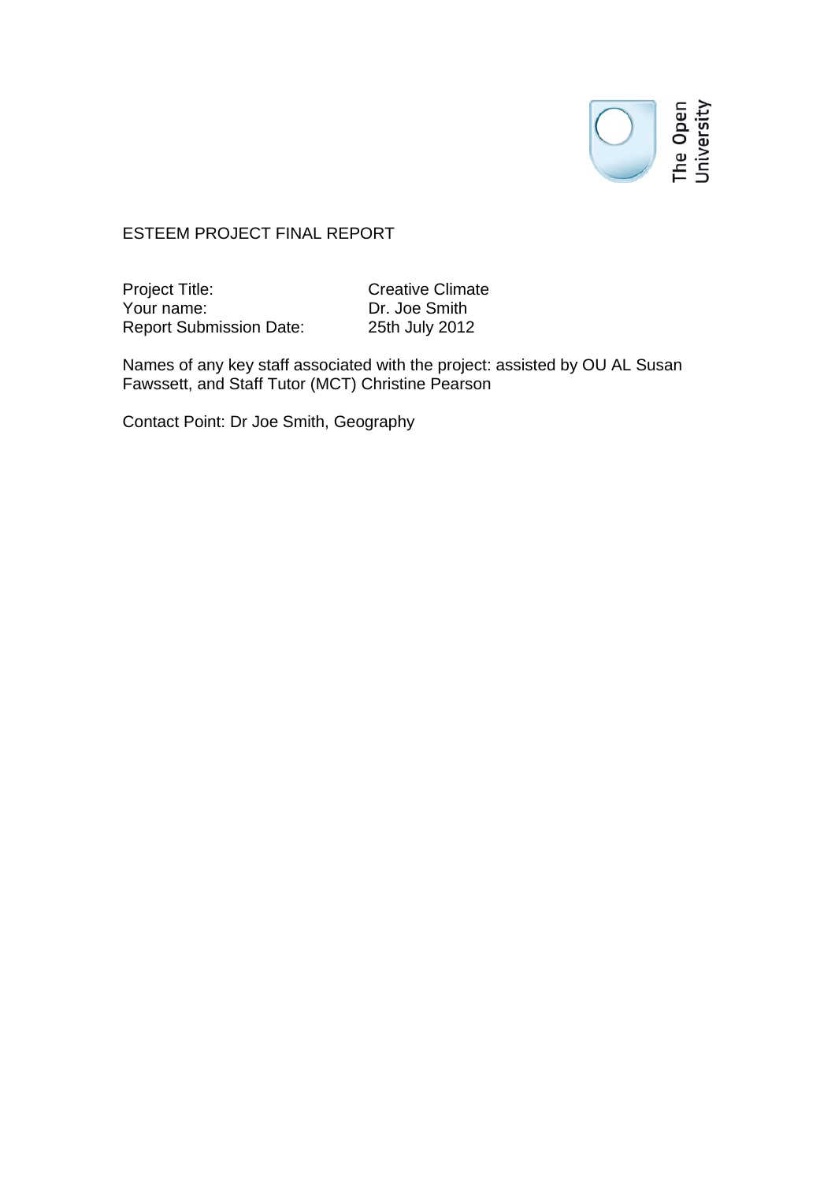# ESTEEM PROJECT FINAL REPORT

| | |
|---|---|
| Project Title: | Creative Climate |
| Your name: | Dr. Joe Smith |
| Report Submission Date: | 25th July 2012 |

Names of any key staff associated with the project: assisted by OU AL Susan Fawssett, and Staff Tutor (MCT) Christine Pearson

Contact Point: Dr Joe Smith, Geography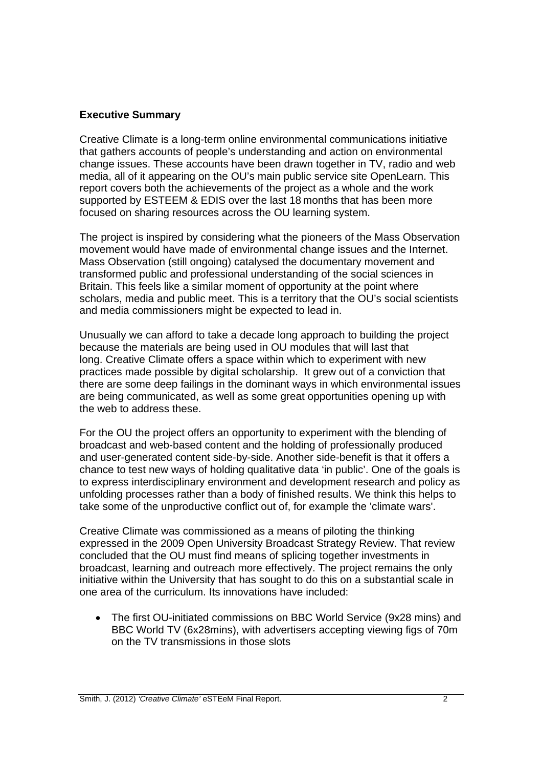**Executive Summary**

Creative Climate is a long-term online environmental communications initiative that gathers accounts of people's understanding and action on environmental change issues. These accounts have been drawn together in TV, radio and web media, all of it appearing on the OU's main public service site OpenLearn. This report covers both the achievements of the project as a whole and the work supported by ESTEEM & EDIS over the last 18 months that has been more focused on sharing resources across the OU learning system.

The project is inspired by considering what the pioneers of the Mass Observation movement would have made of environmental change issues and the Internet. Mass Observation (still ongoing) catalysed the documentary movement and transformed public and professional understanding of the social sciences in Britain. This feels like a similar moment of opportunity at the point where scholars, media and public meet. This is a territory that the OU's social scientists and media commissioners might be expected to lead in.

Unusually we can afford to take a decade long approach to building the project because the materials are being used in OU modules that will last that long. Creative Climate offers a space within which to experiment with new practices made possible by digital scholarship. It grew out of a conviction that there are some deep failings in the dominant ways in which environmental issues are being communicated, as well as some great opportunities opening up with the web to address these.

For the OU the project offers an opportunity to experiment with the blending of broadcast and web-based content and the holding of professionally produced and user-generated content side-by-side. Another side-benefit is that it offers a chance to test new ways of holding qualitative data 'in public'. One of the goals is to express interdisciplinary environment and development research and policy as unfolding processes rather than a body of finished results. We think this helps to take some of the unproductive conflict out of, for example the 'climate wars'.

Creative Climate was commissioned as a means of piloting the thinking expressed in the 2009 Open University Broadcast Strategy Review. That review concluded that the OU must find means of splicing together investments in broadcast, learning and outreach more effectively. The project remains the only initiative within the University that has sought to do this on a substantial scale in one area of the curriculum. Its innovations have included:

- The first OU-initiated commissions on BBC World Service (9x28 mins) and BBC World TV (6x28mins), with advertisers accepting viewing figs of 70m on the TV transmissions in those slots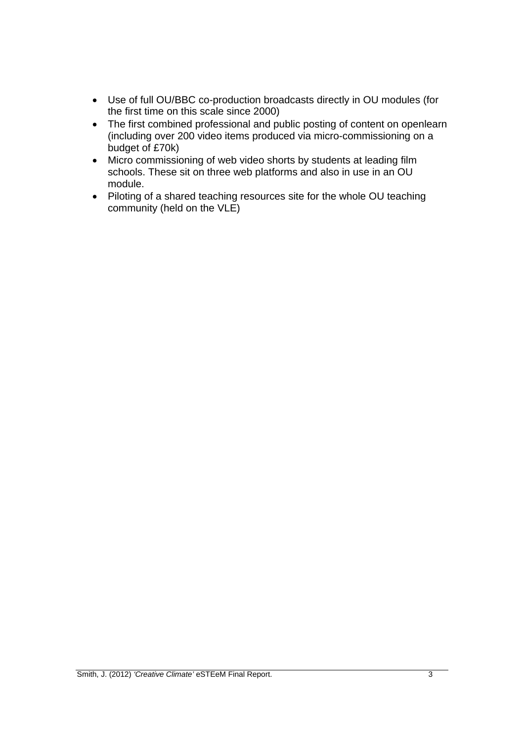- Use of full OU/BBC co-production broadcasts directly in OU modules (for the first time on this scale since 2000)
- The first combined professional and public posting of content on openlearn (including over 200 video items produced via micro-commissioning on a budget of £70k)
- Micro commissioning of web video shorts by students at leading film schools. These sit on three web platforms and also in use in an OU module.
- Piloting of a shared teaching resources site for the whole OU teaching community (held on the VLE)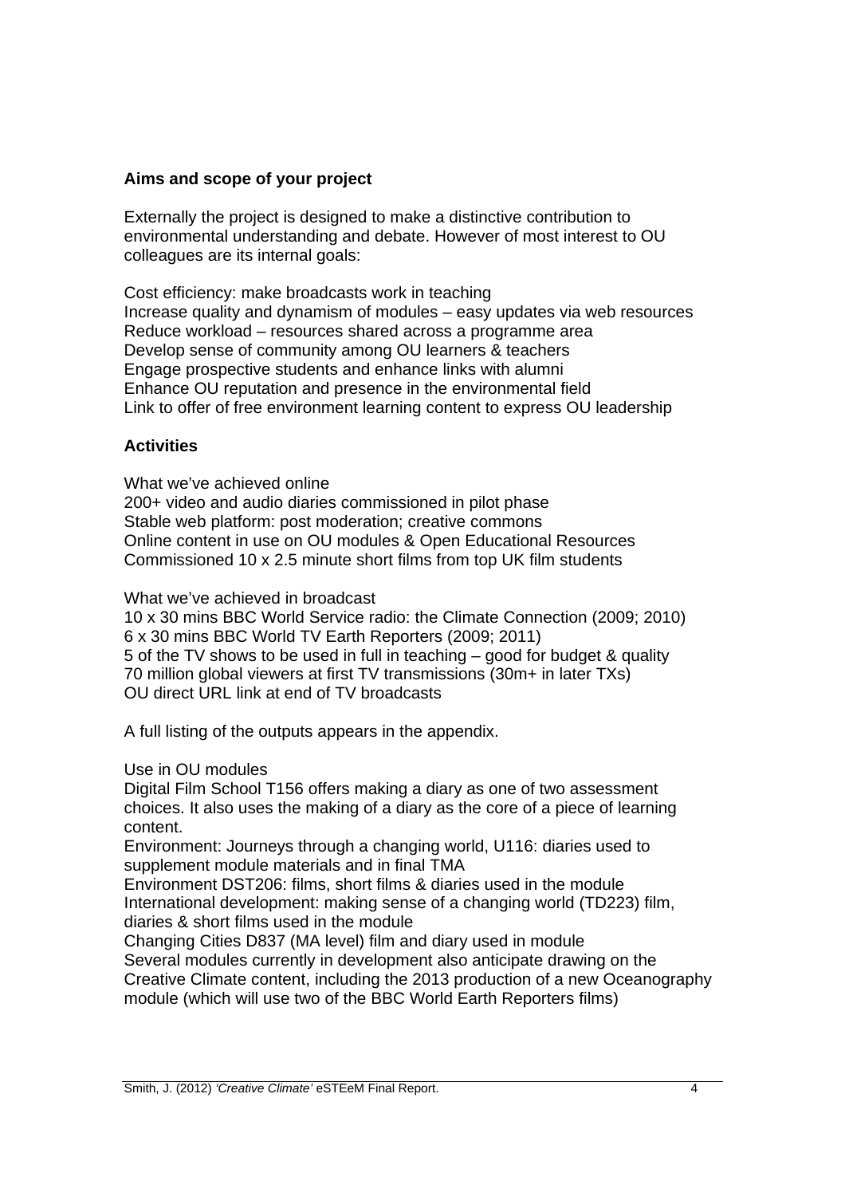**Aims and scope of your project**

Externally the project is designed to make a distinctive contribution to environmental understanding and debate. However of most interest to OU colleagues are its internal goals:

Cost efficiency: make broadcasts work in teaching
Increase quality and dynamism of modules – easy updates via web resources
Reduce workload – resources shared across a programme area
Develop sense of community among OU learners & teachers
Engage prospective students and enhance links with alumni
Enhance OU reputation and presence in the environmental field
Link to offer of free environment learning content to express OU leadership

**Activities**

What we've achieved online
200+ video and audio diaries commissioned in pilot phase
Stable web platform: post moderation; creative commons
Online content in use on OU modules & Open Educational Resources
Commissioned 10 x 2.5 minute short films from top UK film students

What we've achieved in broadcast
10 x 30 mins BBC World Service radio: the Climate Connection (2009; 2010)
6 x 30 mins BBC World TV Earth Reporters (2009; 2011)
5 of the TV shows to be used in full in teaching – good for budget & quality
70 million global viewers at first TV transmissions (30m+ in later TXs)
OU direct URL link at end of TV broadcasts

A full listing of the outputs appears in the appendix.

Use in OU modules
Digital Film School T156 offers making a diary as one of two assessment choices. It also uses the making of a diary as the core of a piece of learning content.
Environment: Journeys through a changing world, U116: diaries used to supplement module materials and in final TMA
Environment DST206: films, short films & diaries used in the module
International development: making sense of a changing world (TD223) film, diaries & short films used in the module
Changing Cities D837 (MA level) film and diary used in module
Several modules currently in development also anticipate drawing on the Creative Climate content, including the 2013 production of a new Oceanography module (which will use two of the BBC World Earth Reporters films)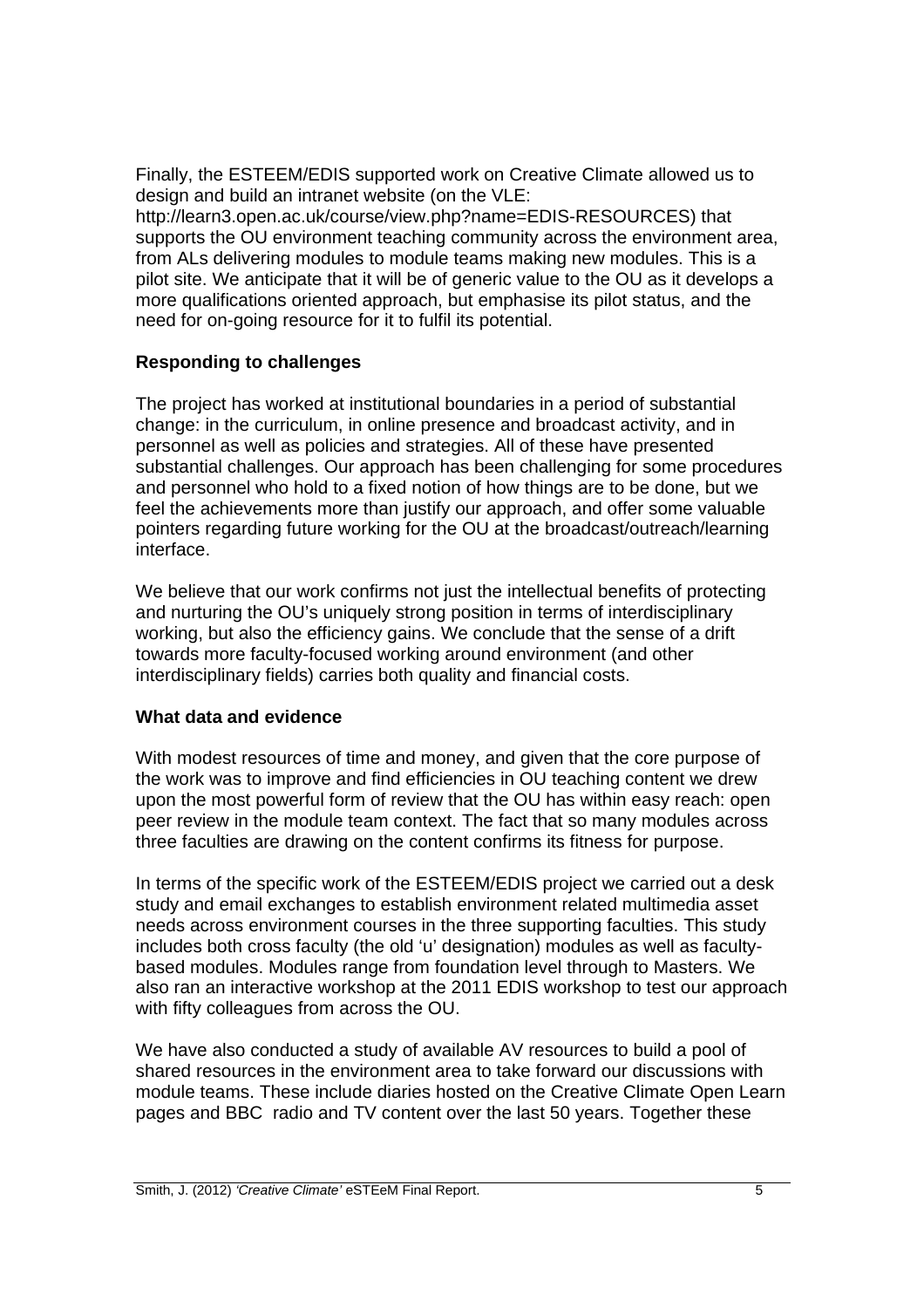Finally, the ESTEEM/EDIS supported work on Creative Climate allowed us to design and build an intranet website (on the VLE: http://learn3.open.ac.uk/course/view.php?name=EDIS-RESOURCES) that supports the OU environment teaching community across the environment area, from ALs delivering modules to module teams making new modules. This is a pilot site. We anticipate that it will be of generic value to the OU as it develops a more qualifications oriented approach, but emphasise its pilot status, and the need for on-going resource for it to fulfil its potential.

**Responding to challenges**

The project has worked at institutional boundaries in a period of substantial change: in the curriculum, in online presence and broadcast activity, and in personnel as well as policies and strategies. All of these have presented substantial challenges. Our approach has been challenging for some procedures and personnel who hold to a fixed notion of how things are to be done, but we feel the achievements more than justify our approach, and offer some valuable pointers regarding future working for the OU at the broadcast/outreach/learning interface.

We believe that our work confirms not just the intellectual benefits of protecting and nurturing the OU's uniquely strong position in terms of interdisciplinary working, but also the efficiency gains. We conclude that the sense of a drift towards more faculty-focused working around environment (and other interdisciplinary fields) carries both quality and financial costs.

**What data and evidence**

With modest resources of time and money, and given that the core purpose of the work was to improve and find efficiencies in OU teaching content we drew upon the most powerful form of review that the OU has within easy reach: open peer review in the module team context. The fact that so many modules across three faculties are drawing on the content confirms its fitness for purpose.

In terms of the specific work of the ESTEEM/EDIS project we carried out a desk study and email exchanges to establish environment related multimedia asset needs across environment courses in the three supporting faculties. This study includes both cross faculty (the old 'u' designation) modules as well as faculty-based modules. Modules range from foundation level through to Masters. We also ran an interactive workshop at the 2011 EDIS workshop to test our approach with fifty colleagues from across the OU.

We have also conducted a study of available AV resources to build a pool of shared resources in the environment area to take forward our discussions with module teams. These include diaries hosted on the Creative Climate Open Learn pages and BBC radio and TV content over the last 50 years. Together these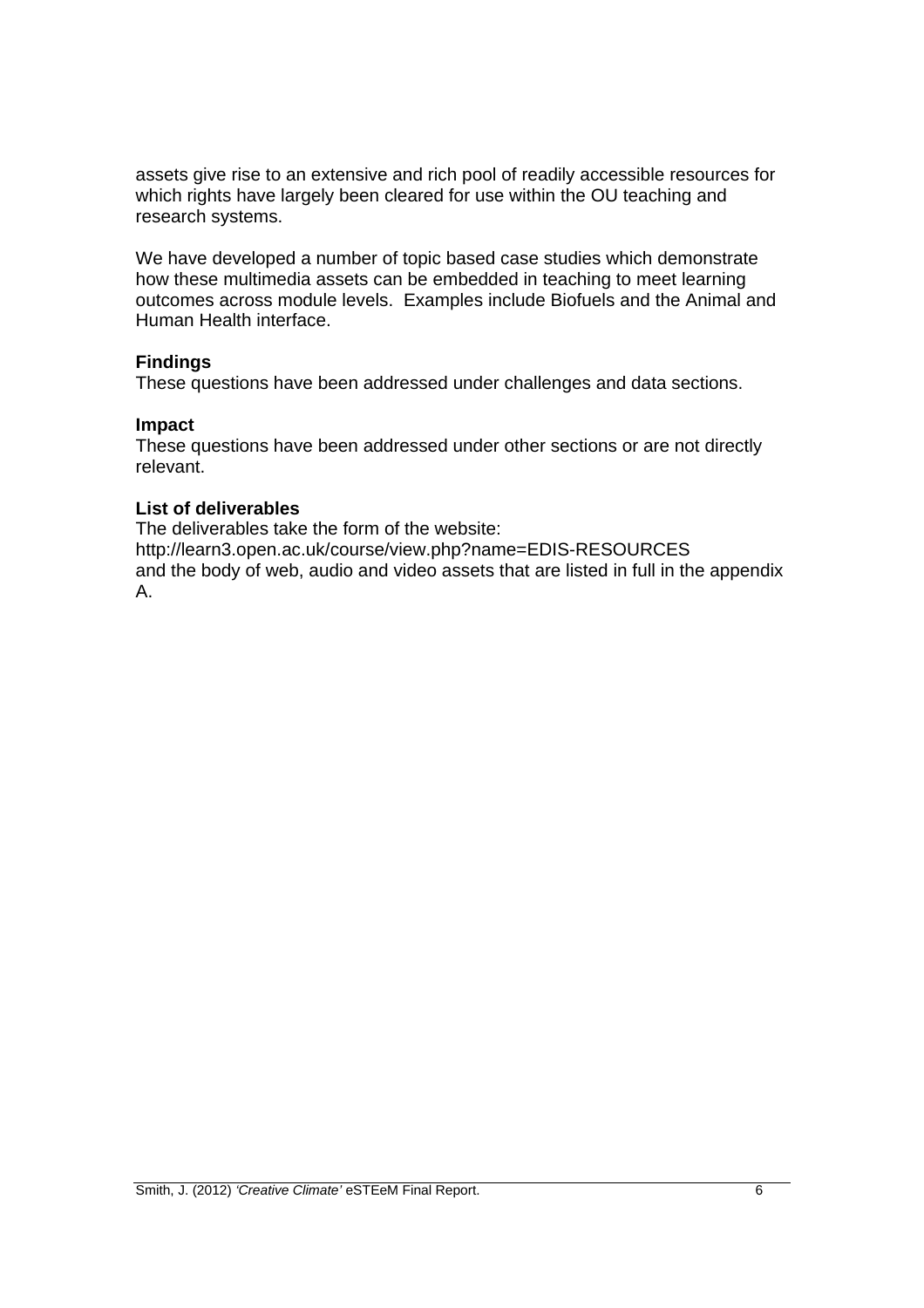assets give rise to an extensive and rich pool of readily accessible resources for which rights have largely been cleared for use within the OU teaching and research systems.

We have developed a number of topic based case studies which demonstrate how these multimedia assets can be embedded in teaching to meet learning outcomes across module levels. Examples include Biofuels and the Animal and Human Health interface.

**Findings**

These questions have been addressed under challenges and data sections.

**Impact**

These questions have been addressed under other sections or are not directly relevant.

**List of deliverables**

The deliverables take the form of the website:
http://learn3.open.ac.uk/course/view.php?name=EDIS-RESOURCES
and the body of web, audio and video assets that are listed in full in the appendix A.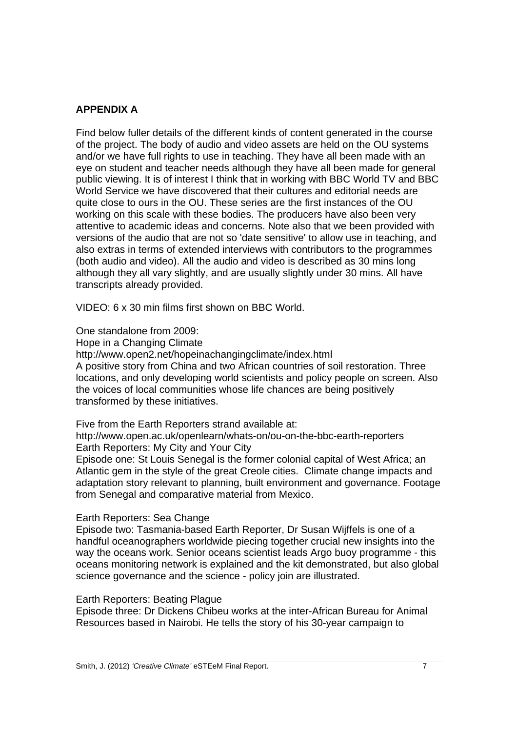## APPENDIX A

Find below fuller details of the different kinds of content generated in the course of the project. The body of audio and video assets are held on the OU systems and/or we have full rights to use in teaching. They have all been made with an eye on student and teacher needs although they have all been made for general public viewing. It is of interest I think that in working with BBC World TV and BBC World Service we have discovered that their cultures and editorial needs are quite close to ours in the OU. These series are the first instances of the OU working on this scale with these bodies. The producers have also been very attentive to academic ideas and concerns. Note also that we been provided with versions of the audio that are not so 'date sensitive' to allow use in teaching, and also extras in terms of extended interviews with contributors to the programmes (both audio and video). All the audio and video is described as 30 mins long although they all vary slightly, and are usually slightly under 30 mins. All have transcripts already provided.

VIDEO: 6 x 30 min films first shown on BBC World.

One standalone from 2009:
Hope in a Changing Climate
http://www.open2.net/hopeinachangingclimate/index.html
A positive story from China and two African countries of soil restoration. Three locations, and only developing world scientists and policy people on screen. Also the voices of local communities whose life chances are being positively transformed by these initiatives.

Five from the Earth Reporters strand available at:
http://www.open.ac.uk/openlearn/whats-on/ou-on-the-bbc-earth-reporters
Earth Reporters: My City and Your City
Episode one: St Louis Senegal is the former colonial capital of West Africa; an Atlantic gem in the style of the great Creole cities. Climate change impacts and adaptation story relevant to planning, built environment and governance. Footage from Senegal and comparative material from Mexico.

Earth Reporters: Sea Change
Episode two: Tasmania-based Earth Reporter, Dr Susan Wijffels is one of a handful oceanographers worldwide piecing together crucial new insights into the way the oceans work. Senior oceans scientist leads Argo buoy programme - this oceans monitoring network is explained and the kit demonstrated, but also global science governance and the science - policy join are illustrated.

Earth Reporters: Beating Plague
Episode three: Dr Dickens Chibeu works at the inter-African Bureau for Animal Resources based in Nairobi. He tells the story of his 30-year campaign to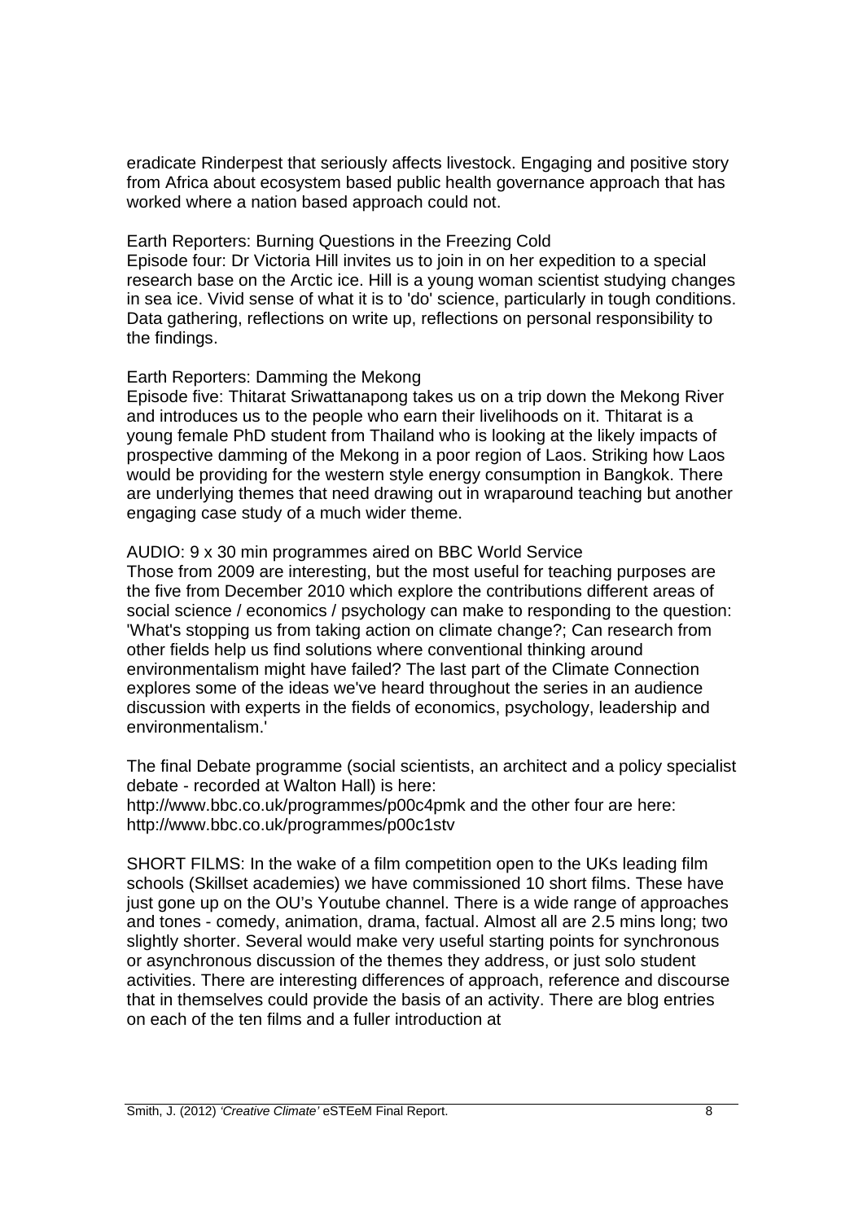eradicate Rinderpest that seriously affects livestock. Engaging and positive story from Africa about ecosystem based public health governance approach that has worked where a nation based approach could not.

Earth Reporters: Burning Questions in the Freezing Cold
Episode four: Dr Victoria Hill invites us to join in on her expedition to a special research base on the Arctic ice. Hill is a young woman scientist studying changes in sea ice. Vivid sense of what it is to 'do' science, particularly in tough conditions. Data gathering, reflections on write up, reflections on personal responsibility to the findings.

Earth Reporters: Damming the Mekong
Episode five: Thitarat Sriwattanapong takes us on a trip down the Mekong River and introduces us to the people who earn their livelihoods on it. Thitarat is a young female PhD student from Thailand who is looking at the likely impacts of prospective damming of the Mekong in a poor region of Laos. Striking how Laos would be providing for the western style energy consumption in Bangkok. There are underlying themes that need drawing out in wraparound teaching but another engaging case study of a much wider theme.

AUDIO: 9 x 30 min programmes aired on BBC World Service
Those from 2009 are interesting, but the most useful for teaching purposes are the five from December 2010 which explore the contributions different areas of social science / economics / psychology can make to responding to the question: 'What's stopping us from taking action on climate change?; Can research from other fields help us find solutions where conventional thinking around environmentalism might have failed? The last part of the Climate Connection explores some of the ideas we've heard throughout the series in an audience discussion with experts in the fields of economics, psychology, leadership and environmentalism.'

The final Debate programme (social scientists, an architect and a policy specialist debate - recorded at Walton Hall) is here: http://www.bbc.co.uk/programmes/p00c4pmk and the other four are here: http://www.bbc.co.uk/programmes/p00c1stv

SHORT FILMS: In the wake of a film competition open to the UKs leading film schools (Skillset academies) we have commissioned 10 short films. These have just gone up on the OU's Youtube channel. There is a wide range of approaches and tones - comedy, animation, drama, factual. Almost all are 2.5 mins long; two slightly shorter. Several would make very useful starting points for synchronous or asynchronous discussion of the themes they address, or just solo student activities. There are interesting differences of approach, reference and discourse that in themselves could provide the basis of an activity. There are blog entries on each of the ten films and a fuller introduction at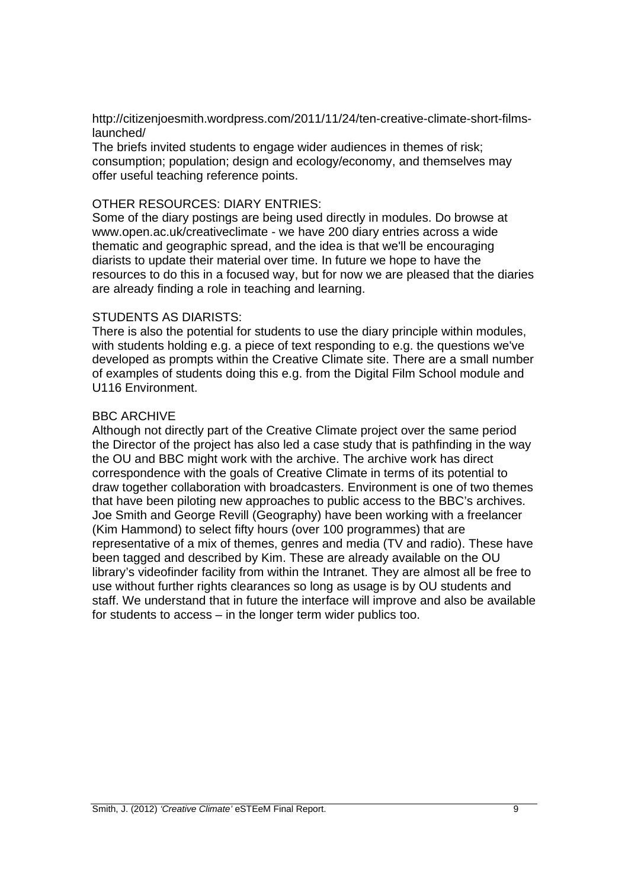http://citizenjoesmith.wordpress.com/2011/11/24/ten-creative-climate-short-films-launched/
The briefs invited students to engage wider audiences in themes of risk; consumption; population; design and ecology/economy, and themselves may offer useful teaching reference points.

OTHER RESOURCES: DIARY ENTRIES:
Some of the diary postings are being used directly in modules. Do browse at www.open.ac.uk/creativeclimate - we have 200 diary entries across a wide thematic and geographic spread, and the idea is that we'll be encouraging diarists to update their material over time. In future we hope to have the resources to do this in a focused way, but for now we are pleased that the diaries are already finding a role in teaching and learning.

STUDENTS AS DIARISTS:
There is also the potential for students to use the diary principle within modules, with students holding e.g. a piece of text responding to e.g. the questions we've developed as prompts within the Creative Climate site. There are a small number of examples of students doing this e.g. from the Digital Film School module and U116 Environment.

BBC ARCHIVE
Although not directly part of the Creative Climate project over the same period the Director of the project has also led a case study that is pathfinding in the way the OU and BBC might work with the archive. The archive work has direct correspondence with the goals of Creative Climate in terms of its potential to draw together collaboration with broadcasters. Environment is one of two themes that have been piloting new approaches to public access to the BBC's archives. Joe Smith and George Revill (Geography) have been working with a freelancer (Kim Hammond) to select fifty hours (over 100 programmes) that are representative of a mix of themes, genres and media (TV and radio). These have been tagged and described by Kim. These are already available on the OU library's videofinder facility from within the Intranet. They are almost all be free to use without further rights clearances so long as usage is by OU students and staff. We understand that in future the interface will improve and also be available for students to access – in the longer term wider publics too.